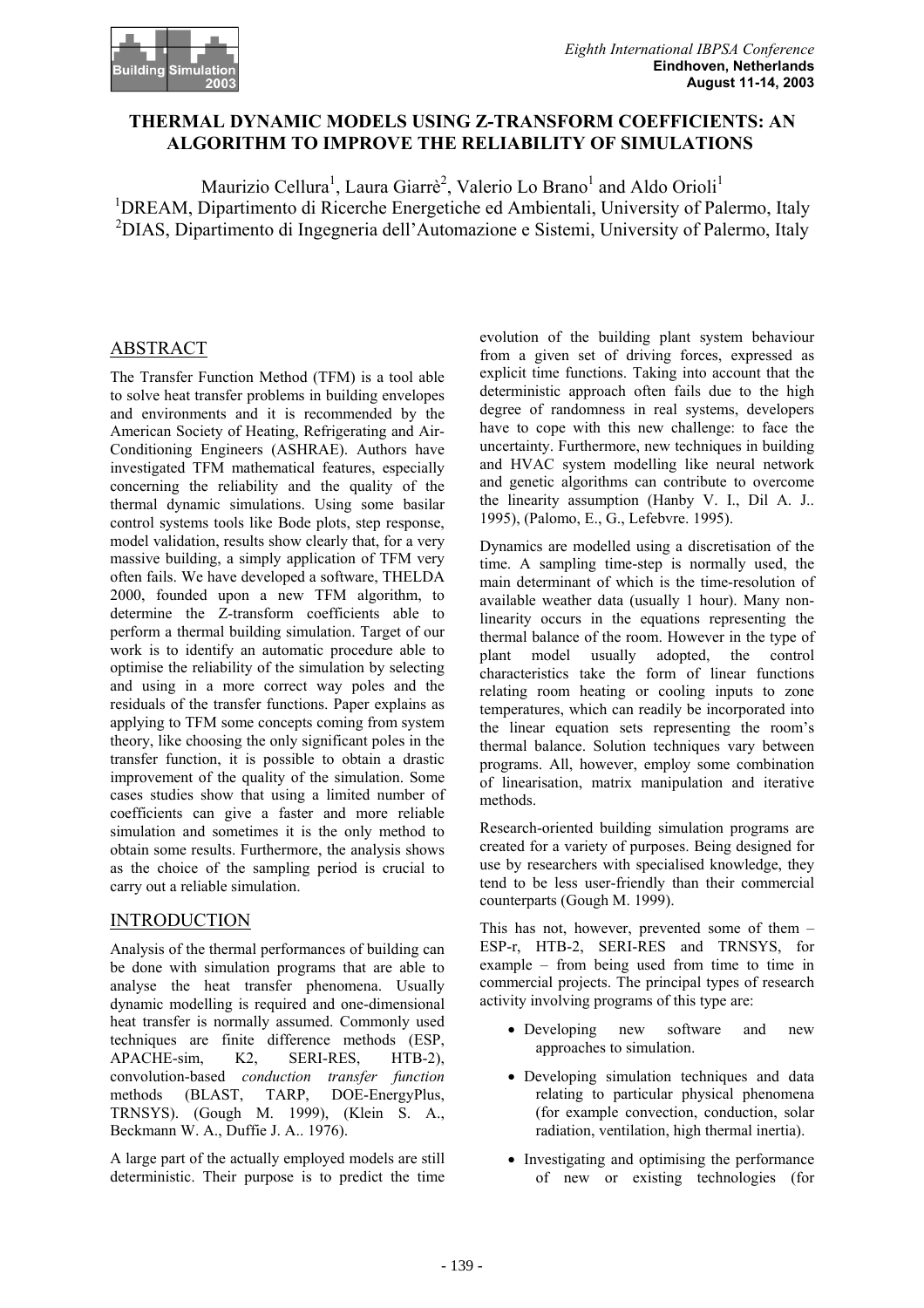# THERMAL DYNAMIC MODELS USING Z-TRANSFORM COEFFICIENTS: AN ALGORITHM TO IMPROVE THE RELIABILITY OF SIMULATIONS

Maurizio Cellura[1], Laura Giarrè[2], Valerio Lo Brano[1] and Aldo Orioli[1]

[1]DREAM, Dipartimento di Ricerche Energetiche ed Ambientali, University of Palermo, Italy

[2]DIAS, Dipartimento di Ingegneria dell'Automazione e Sistemi, University of Palermo, Italy

## ABSTRACT

The Transfer Function Method (TFM) is a tool able to solve heat transfer problems in building envelopes and environments and it is recommended by the American Society of Heating, Refrigerating and Air-Conditioning Engineers (ASHRAE). Authors have investigated TFM mathematical features, especially concerning the reliability and the quality of the thermal dynamic simulations. Using some basilar control systems tools like Bode plots, step response, model validation, results show clearly that, for a very massive building, a simply application of TFM very often fails. We have developed a software, THELDA 2000, founded upon a new TFM algorithm, to determine the Z-transform coefficients able to perform a thermal building simulation. Target of our work is to identify an automatic procedure able to optimise the reliability of the simulation by selecting and using in a more correct way poles and the residuals of the transfer functions. Paper explains as applying to TFM some concepts coming from system theory, like choosing the only significant poles in the transfer function, it is possible to obtain a drastic improvement of the quality of the simulation. Some cases studies show that using a limited number of coefficients can give a faster and more reliable simulation and sometimes it is the only method to obtain some results. Furthermore, the analysis shows as the choice of the sampling period is crucial to carry out a reliable simulation.

## INTRODUCTION

Analysis of the thermal performances of building can be done with simulation programs that are able to analyse the heat transfer phenomena. Usually dynamic modelling is required and one-dimensional heat transfer is normally assumed. Commonly used techniques are finite difference methods (ESP, APACHE-sim, K2, SERI-RES, HTB-2), convolution-based *conduction transfer function* methods (BLAST, TARP, DOE-EnergyPlus, TRNSYS). (Gough M. 1999), (Klein S. A., Beckmann W. A., Duffie J. A.. 1976).

A large part of the actually employed models are still deterministic. Their purpose is to predict the time evolution of the building plant system behaviour from a given set of driving forces, expressed as explicit time functions. Taking into account that the deterministic approach often fails due to the high degree of randomness in real systems, developers have to cope with this new challenge: to face the uncertainty. Furthermore, new techniques in building and HVAC system modelling like neural network and genetic algorithms can contribute to overcome the linearity assumption (Hanby V. I., Dil A. J.. 1995), (Palomo, E., G., Lefebvre. 1995).

Dynamics are modelled using a discretisation of the time. A sampling time-step is normally used, the main determinant of which is the time-resolution of available weather data (usually 1 hour). Many non-linearity occurs in the equations representing the thermal balance of the room. However in the type of plant model usually adopted, the control characteristics take the form of linear functions relating room heating or cooling inputs to zone temperatures, which can readily be incorporated into the linear equation sets representing the room's thermal balance. Solution techniques vary between programs. All, however, employ some combination of linearisation, matrix manipulation and iterative methods.

Research-oriented building simulation programs are created for a variety of purposes. Being designed for use by researchers with specialised knowledge, they tend to be less user-friendly than their commercial counterparts (Gough M. 1999).

This has not, however, prevented some of them – ESP-r, HTB-2, SERI-RES and TRNSYS, for example – from being used from time to time in commercial projects. The principal types of research activity involving programs of this type are:

- Developing new software and new approaches to simulation.
- Developing simulation techniques and data relating to particular physical phenomena (for example convection, conduction, solar radiation, ventilation, high thermal inertia).
- Investigating and optimising the performance of new or existing technologies (for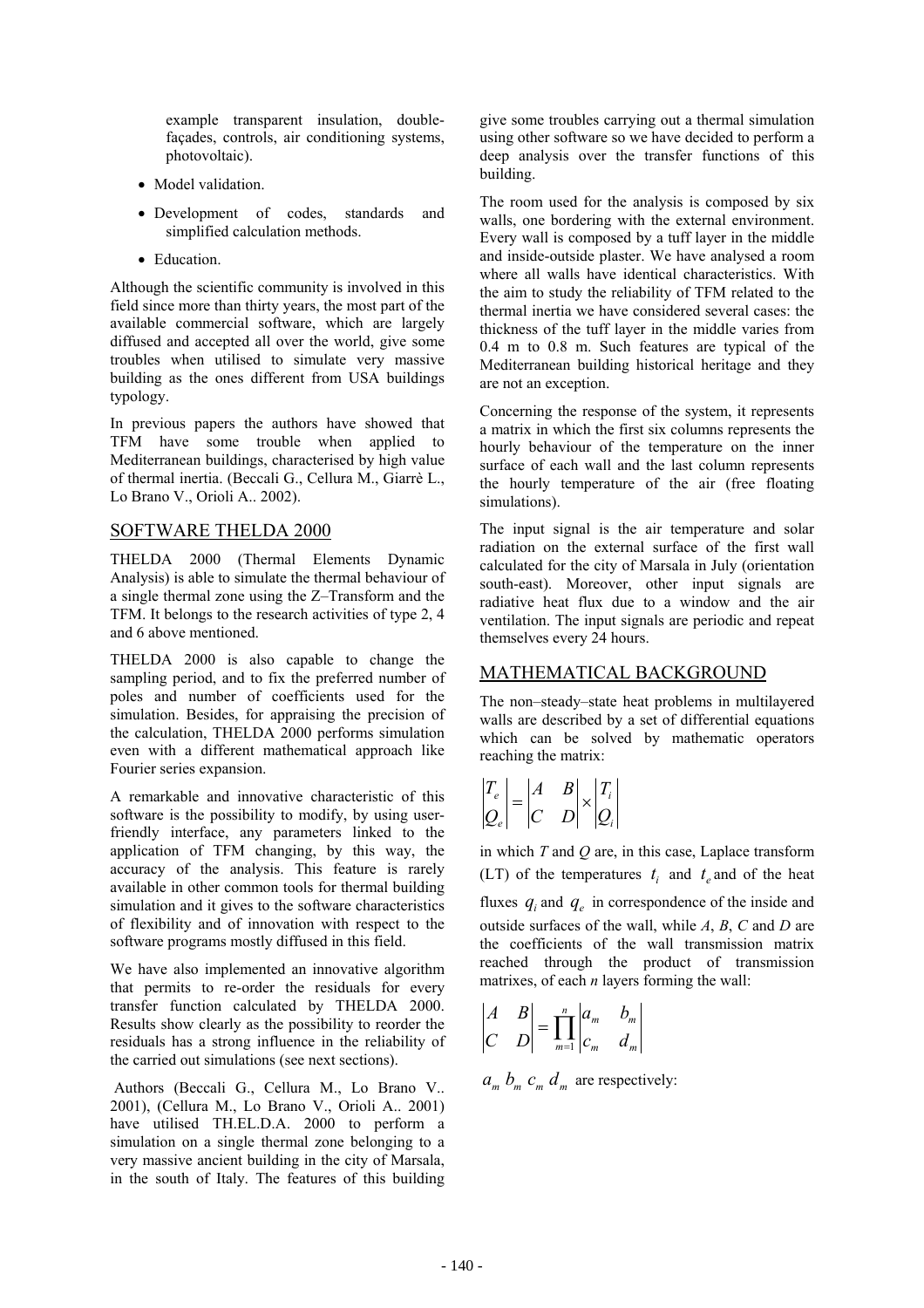example transparent insulation, double-façades, controls, air conditioning systems, photovoltaic).

- Model validation.
- Development of codes, standards and simplified calculation methods.
- Education.

Although the scientific community is involved in this field since more than thirty years, the most part of the available commercial software, which are largely diffused and accepted all over the world, give some troubles when utilised to simulate very massive building as the ones different from USA buildings typology.

In previous papers the authors have showed that TFM have some trouble when applied to Mediterranean buildings, characterised by high value of thermal inertia. (Beccali G., Cellura M., Giarrè L., Lo Brano V., Orioli A.. 2002).

## SOFTWARE THELDA 2000

THELDA 2000 (Thermal Elements Dynamic Analysis) is able to simulate the thermal behaviour of a single thermal zone using the Z–Transform and the TFM. It belongs to the research activities of type 2, 4 and 6 above mentioned.

THELDA 2000 is also capable to change the sampling period, and to fix the preferred number of poles and number of coefficients used for the simulation. Besides, for appraising the precision of the calculation, THELDA 2000 performs simulation even with a different mathematical approach like Fourier series expansion.

A remarkable and innovative characteristic of this software is the possibility to modify, by using user-friendly interface, any parameters linked to the application of TFM changing, by this way, the accuracy of the analysis. This feature is rarely available in other common tools for thermal building simulation and it gives to the software characteristics of flexibility and of innovation with respect to the software programs mostly diffused in this field.

We have also implemented an innovative algorithm that permits to re-order the residuals for every transfer function calculated by THELDA 2000. Results show clearly as the possibility to reorder the residuals has a strong influence in the reliability of the carried out simulations (see next sections).

Authors (Beccali G., Cellura M., Lo Brano V.. 2001), (Cellura M., Lo Brano V., Orioli A.. 2001) have utilised TH.EL.D.A. 2000 to perform a simulation on a single thermal zone belonging to a very massive ancient building in the city of Marsala, in the south of Italy. The features of this building give some troubles carrying out a thermal simulation using other software so we have decided to perform a deep analysis over the transfer functions of this building.

The room used for the analysis is composed by six walls, one bordering with the external environment. Every wall is composed by a tuff layer in the middle and inside-outside plaster. We have analysed a room where all walls have identical characteristics. With the aim to study the reliability of TFM related to the thermal inertia we have considered several cases: the thickness of the tuff layer in the middle varies from 0.4 m to 0.8 m. Such features are typical of the Mediterranean building historical heritage and they are not an exception.

Concerning the response of the system, it represents a matrix in which the first six columns represents the hourly behaviour of the temperature on the inner surface of each wall and the last column represents the hourly temperature of the air (free floating simulations).

The input signal is the air temperature and solar radiation on the external surface of the first wall calculated for the city of Marsala in July (orientation south-east). Moreover, other input signals are radiative heat flux due to a window and the air ventilation. The input signals are periodic and repeat themselves every 24 hours.

## MATHEMATICAL BACKGROUND

The non–steady–state heat problems in multilayered walls are described by a set of differential equations which can be solved by mathematic operators reaching the matrix:

$$\begin{vmatrix} T_e \\ Q_e \end{vmatrix} = \begin{vmatrix} A & B \\ C & D \end{vmatrix} \times \begin{vmatrix} T_i \\ Q_i \end{vmatrix}$$

in which *T* and *Q* are, in this case, Laplace transform (LT) of the temperatures $t_i$ and $t_e$ and of the heat fluxes $q_i$ and $q_e$ in correspondence of the inside and outside surfaces of the wall, while *A*, *B*, *C* and *D* are the coefficients of the wall transmission matrix reached through the product of transmission matrixes, of each *n* layers forming the wall:

$$\begin{vmatrix} A & B \\ C & D \end{vmatrix} = \prod_{m=1}^{n} \begin{vmatrix} a_m & b_m \\ c_m & d_m \end{vmatrix}$$

$a_m$ $b_m$ $c_m$ $d_m$ are respectively: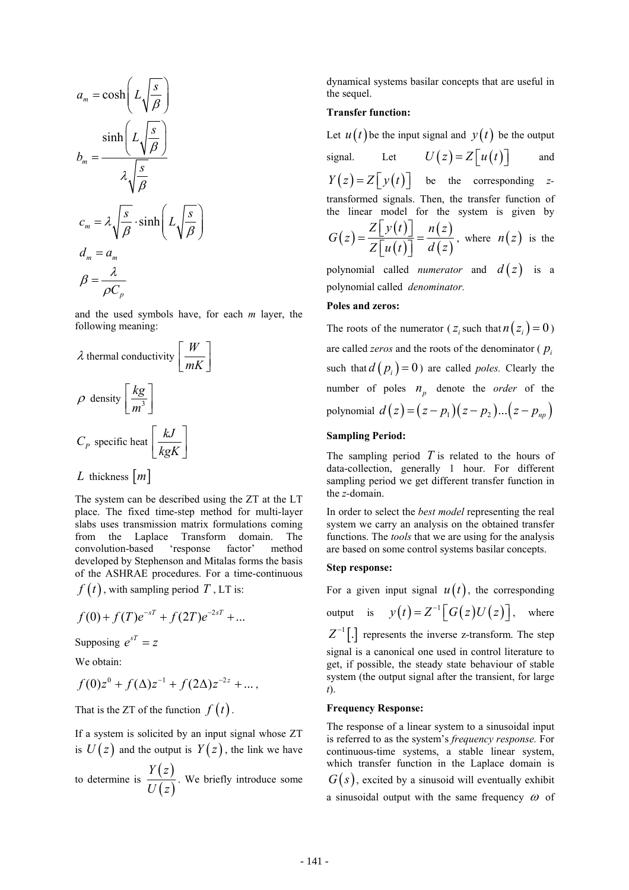$$a_m = \cosh\left(L\sqrt{\frac{s}{\beta}}\right)$$

$$b_m = \frac{\sinh\left(L\sqrt{\frac{s}{\beta}}\right)}{\lambda\sqrt{\frac{s}{\beta}}}$$

$$c_m = \lambda\sqrt{\frac{s}{\beta}} \cdot \sinh\left(L\sqrt{\frac{s}{\beta}}\right)$$

$$d_m = a_m$$

$$\beta = \frac{\lambda}{\rho C_p}$$

and the used symbols have, for each $m$ layer, the following meaning:

$\lambda$ thermal conductivity $\left[\frac{W}{mK}\right]$

$\rho$ density $\left[\frac{kg}{m^3}\right]$

$C_P$ specific heat $\left[\frac{kJ}{kgK}\right]$

$L$ thickness $[m]$

The system can be described using the ZT at the LT place. The fixed time-step method for multi-layer slabs uses transmission matrix formulations coming from the Laplace Transform domain. The convolution-based 'response factor' method developed by Stephenson and Mitalas forms the basis of the ASHRAE procedures. For a time-continuous $f(t)$, with sampling period $T$, LT is:

$$f(0) + f(T)e^{-sT} + f(2T)e^{-2sT} + \ldots$$

Supposing $e^{sT} = z$

We obtain:

$$f(0)z^0 + f(\Delta)z^{-1} + f(2\Delta)z^{-2z} + \ldots,$$

That is the ZT of the function $f(t)$.

If a system is solicited by an input signal whose ZT is $U(z)$ and the output is $Y(z)$, the link we have to determine is $\frac{Y(z)}{U(z)}$. We briefly introduce some dynamical systems basilar concepts that are useful in the sequel.

**Transfer function:**

Let $u(t)$ be the input signal and $y(t)$ be the output signal. Let $U(z) = Z[u(t)]$ and $Y(z) = Z[y(t)]$ be the corresponding *z*-transformed signals. Then, the transfer function of the linear model for the system is given by $G(z) = \frac{Z[y(t)]}{Z[u(t)]} = \frac{n(z)}{d(z)}$, where $n(z)$ is the polynomial called *numerator* and $d(z)$ is a polynomial called *denominator.*

**Poles and zeros:**

The roots of the numerator ($z_i$ such that $n(z_i) = 0$) are called *zeros* and the roots of the denominator ($p_i$ such that $d(p_i) = 0$) are called *poles.* Clearly the number of poles $n_p$ denote the *order* of the polynomial $d(z) = (z - p_1)(z - p_2)\ldots(z - p_{np})$

**Sampling Period:**

The sampling period $T$ is related to the hours of data-collection, generally 1 hour. For different sampling period we get different transfer function in the *z*-domain.

In order to select the *best model* representing the real system we carry an analysis on the obtained transfer functions. The *tools* that we are using for the analysis are based on some control systems basilar concepts.

**Step response:**

For a given input signal $u(t)$, the corresponding output is $y(t) = Z^{-1}[G(z)U(z)]$, where $Z^{-1}[.]$ represents the inverse z-transform. The step signal is a canonical one used in control literature to get, if possible, the steady state behaviour of stable system (the output signal after the transient, for large *t*).

**Frequency Response:**

The response of a linear system to a sinusoidal input is referred to as the system's *frequency response.* For continuous-time systems, a stable linear system, which transfer function in the Laplace domain is $G(s)$, excited by a sinusoid will eventually exhibit a sinusoidal output with the same frequency $\omega$ of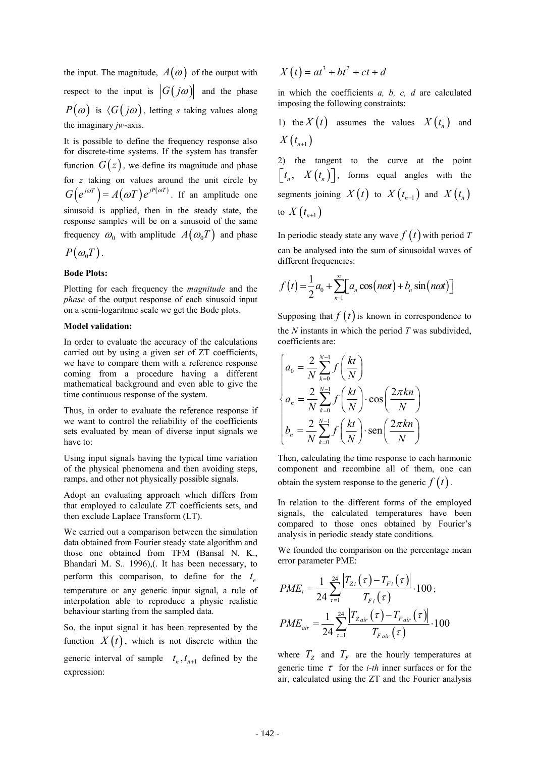the input. The magnitude, $A(\omega)$ of the output with respect to the input is $|G(j\omega)|$ and the phase $P(\omega)$ is $\langle G(j\omega)$, letting *s* taking values along the imaginary *jw*-axis.

It is possible to define the frequency response also for discrete-time systems. If the system has transfer function $G(z)$, we define its magnitude and phase for *z* taking on values around the unit circle by $G\left(e^{j\omega T}\right) = A(\omega T)e^{jP(\omega T)}$. If an amplitude one sinusoid is applied, then in the steady state, the response samples will be on a sinusoid of the same frequency $\omega_0$ with amplitude $A(\omega_0 T)$ and phase $P(\omega_0 T)$.

**Bode Plots:**

Plotting for each frequency the *magnitude* and the *phase* of the output response of each sinusoid input on a semi-logaritmic scale we get the Bode plots.

**Model validation:**

In order to evaluate the accuracy of the calculations carried out by using a given set of ZT coefficients, we have to compare them with a reference response coming from a procedure having a different mathematical background and even able to give the time continuous response of the system.

Thus, in order to evaluate the reference response if we want to control the reliability of the coefficients sets evaluated by mean of diverse input signals we have to:

Using input signals having the typical time variation of the physical phenomena and then avoiding steps, ramps, and other not physically possible signals.

Adopt an evaluating approach which differs from that employed to calculate ZT coefficients sets, and then exclude Laplace Transform (LT).

We carried out a comparison between the simulation data obtained from Fourier steady state algorithm and those one obtained from TFM (Bansal N. K., Bhandari M. S.. 1996),(. It has been necessary, to perform this comparison, to define for the $t_e$ temperature or any generic input signal, a rule of interpolation able to reproduce a physic realistic behaviour starting from the sampled data.

So, the input signal it has been represented by the function $X(t)$, which is not discrete within the generic interval of sample $t_n, t_{n+1}$ defined by the expression:

$$X(t) = at^3 + bt^2 + ct + d$$

in which the coefficients *a, b, c, d* are calculated imposing the following constraints:

1) the $X(t)$ assumes the values $X(t_n)$ and $X(t_{n+1})$

2) the tangent to the curve at the point $\left[t_n,\ X(t_n)\right]$, forms equal angles with the segments joining $X(t)$ to $X(t_{n-1})$ and $X(t_n)$ to $X(t_{n+1})$

In periodic steady state any wave $f(t)$ with period *T* can be analysed into the sum of sinusoidal waves of different frequencies:

$$f(t) = \frac{1}{2}a_0 + \sum_{n-1}^{\infty}\left[a_n\cos(n\omega t) + b_n\sin(n\omega t)\right]$$

Supposing that $f(t)$ is known in correspondence to the *N* instants in which the period *T* was subdivided, coefficients are:

$$\begin{cases} a_0 = \dfrac{2}{N}\displaystyle\sum_{k=0}^{N-1} f\left(\frac{kt}{N}\right) \\ a_n = \dfrac{2}{N}\displaystyle\sum_{k=0}^{N-1} f\left(\frac{kt}{N}\right)\cdot\cos\left(\frac{2\pi kn}{N}\right) \\ b_n = \dfrac{2}{N}\displaystyle\sum_{k=0}^{N-1} f\left(\frac{kt}{N}\right)\cdot\operatorname{sen}\left(\frac{2\pi kn}{N}\right) \end{cases}$$

Then, calculating the time response to each harmonic component and recombine all of them, one can obtain the system response to the generic $f(t)$.

In relation to the different forms of the employed signals, the calculated temperatures have been compared to those ones obtained by Fourier's analysis in periodic steady state conditions.

We founded the comparison on the percentage mean error parameter PME:

$$PME_i = \frac{1}{24}\sum_{\tau=1}^{24}\frac{\left|T_{Zi}(\tau) - T_{Fi}(\tau)\right|}{T_{Fi}(\tau)}\cdot 100\,;$$

$$PME_{air} = \frac{1}{24}\sum_{\tau=1}^{24}\frac{\left|T_{Z\,air}(\tau) - T_{F\,air}(\tau)\right|}{T_{F\,air}(\tau)}\cdot 100$$

where $T_Z$ and $T_F$ are the hourly temperatures at generic time $\tau$ for the *i-th* inner surfaces or for the air, calculated using the ZT and the Fourier analysis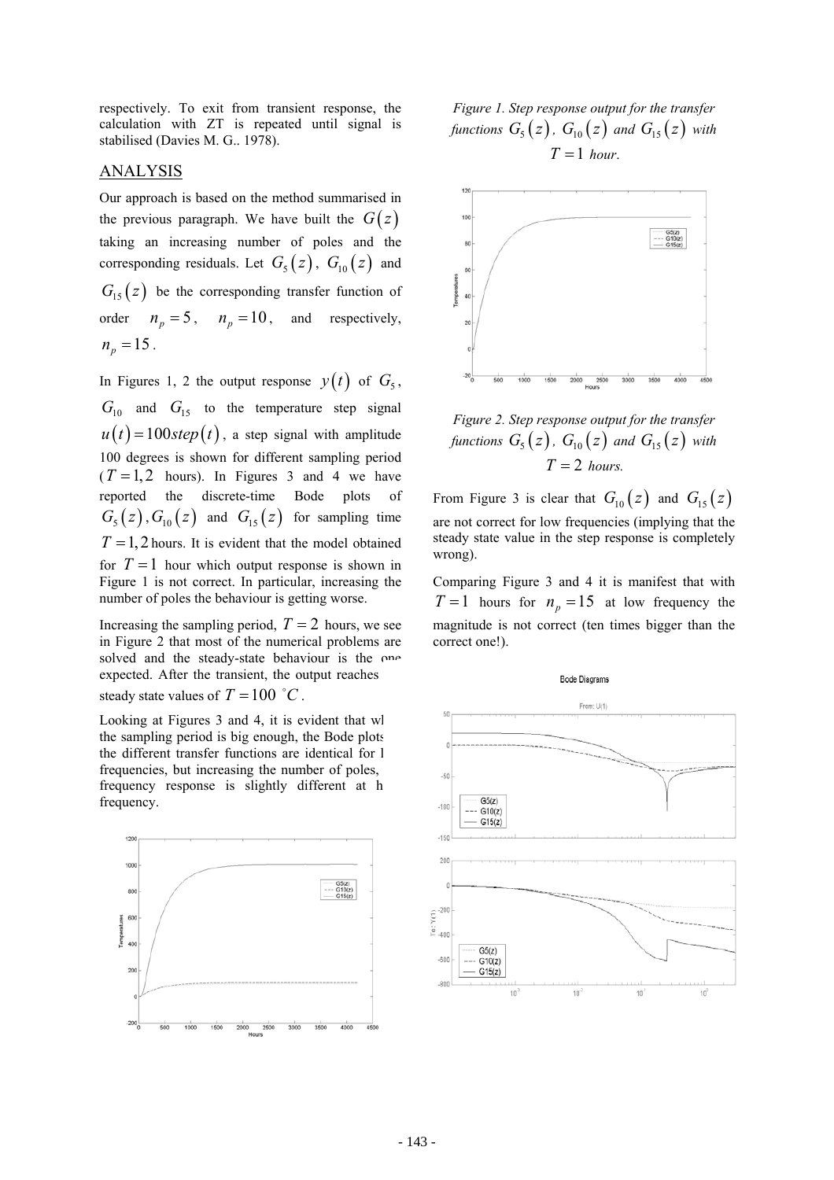respectively. To exit from transient response, the calculation with ZT is repeated until signal is stabilised (Davies M. G.. 1978).

## ANALYSIS

Our approach is based on the method summarised in the previous paragraph. We have built the $G(z)$ taking an increasing number of poles and the corresponding residuals. Let $G_5(z)$, $G_{10}(z)$ and $G_{15}(z)$ be the corresponding transfer function of order $n_p = 5$, $n_p = 10$, and respectively, $n_p = 15$.

In Figures 1, 2 the output response $y(t)$ of $G_5$, $G_{10}$ and $G_{15}$ to the temperature step signal $u(t) = 100step(t)$, a step signal with amplitude 100 degrees is shown for different sampling period ($T = 1, 2$ hours). In Figures 3 and 4 we have reported the discrete-time Bode plots of $G_5(z), G_{10}(z)$ and $G_{15}(z)$ for sampling time $T = 1, 2$ hours. It is evident that the model obtained for $T = 1$ hour which output response is shown in Figure 1 is not correct. In particular, increasing the number of poles the behaviour is getting worse.

Increasing the sampling period, $T = 2$ hours, we see in Figure 2 that most of the numerical problems are solved and the steady-state behaviour is the one expected. After the transient, the output reaches steady state values of $T = 100\ ^{\circ}C$.

Looking at Figures 3 and 4, it is evident that wh the sampling period is big enough, the Bode plots the different transfer functions are identical for l frequencies, but increasing the number of poles, frequency response is slightly different at h frequency.

*Figure 1. Step response output for the transfer functions $G_5(z)$, $G_{10}(z)$ and $G_{15}(z)$ with $T = 1$ hour.*

*Figure 2. Step response output for the transfer functions $G_5(z)$, $G_{10}(z)$ and $G_{15}(z)$ with $T = 2$ hours.*

From Figure 3 is clear that $G_{10}(z)$ and $G_{15}(z)$ are not correct for low frequencies (implying that the steady state value in the step response is completely wrong).

Comparing Figure 3 and 4 it is manifest that with $T = 1$ hours for $n_p = 15$ at low frequency the magnitude is not correct (ten times bigger than the correct one!).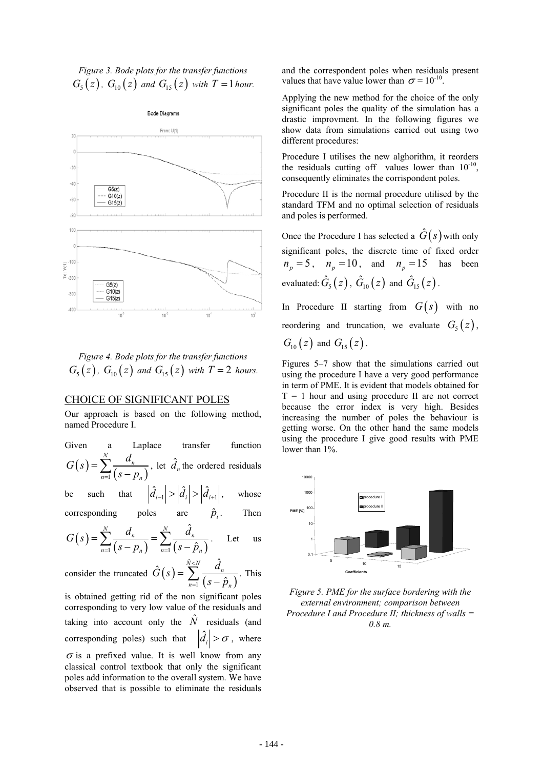*Figure 3. Bode plots for the transfer functions $G_5(z)$, $G_{10}(z)$ and $G_{15}(z)$ with $T = 1$ hour.*

*Figure 4. Bode plots for the transfer functions $G_5(z)$, $G_{10}(z)$ and $G_{15}(z)$ with $T = 2$ hours.*

## CHOICE OF SIGNIFICANT POLES

Our approach is based on the following method, named Procedure I.

Given a Laplace transfer function $G(s) = \sum_{n=1}^{N} \frac{d_n}{(s - p_n)}$, let $\hat{d}_n$ the ordered residuals be such that $|\hat{d}_{i-1}| > |\hat{d}_i| > |\hat{d}_{i+1}|$, whose corresponding poles are $\hat{p}_i$. Then $G(s) = \sum_{n=1}^{N} \frac{d_n}{(s - p_n)} = \sum_{n=1}^{N} \frac{\hat{d}_n}{(s - \hat{p}_n)}$. Let us consider the truncated $\hat{G}(s) = \sum_{n=1}^{\hat{N}<N} \frac{\hat{d}_n}{(s - \hat{p}_n)}$. This is obtained getting rid of the non significant poles corresponding to very low value of the residuals and taking into account only the $\hat{N}$ residuals (and corresponding poles) such that $|\hat{d}_i| > \sigma$, where $\sigma$ is a prefixed value. It is well know from any classical control textbook that only the significant poles add information to the overall system. We have observed that is possible to eliminate the residuals and the correspondent poles when residuals present values that have value lower than $\sigma = 10^{-10}$.

Applying the new method for the choice of the only significant poles the quality of the simulation has a drastic improvment. In the following figures we show data from simulations carried out using two different procedures:

Procedure I utilises the new alghorithm, it reorders the residuals cutting off values lower than $10^{-10}$, consequently eliminates the corrispondent poles.

Procedure II is the normal procedure utilised by the standard TFM and no optimal selection of residuals and poles is performed.

Once the Procedure I has selected a $\hat{G}(s)$ with only significant poles, the discrete time of fixed order $n_p = 5$, $n_p = 10$, and $n_p = 15$ has been evaluated: $\hat{G}_5(z)$, $\hat{G}_{10}(z)$ and $\hat{G}_{15}(z)$.

In Procedure II starting from $G(s)$ with no reordering and truncation, we evaluate $G_5(z)$, $G_{10}(z)$ and $G_{15}(z)$.

Figures 5–7 show that the simulations carried out using the procedure I have a very good performance in term of PME. It is evident that models obtained for T = 1 hour and using procedure II are not correct because the error index is very high. Besides increasing the number of poles the behaviour is getting worse. On the other hand the same models using the procedure I give good results with PME lower than 1%.

*Figure 5. PME for the surface bordering with the external environment; comparison between Procedure I and Procedure II; thickness of walls = 0.8 m.*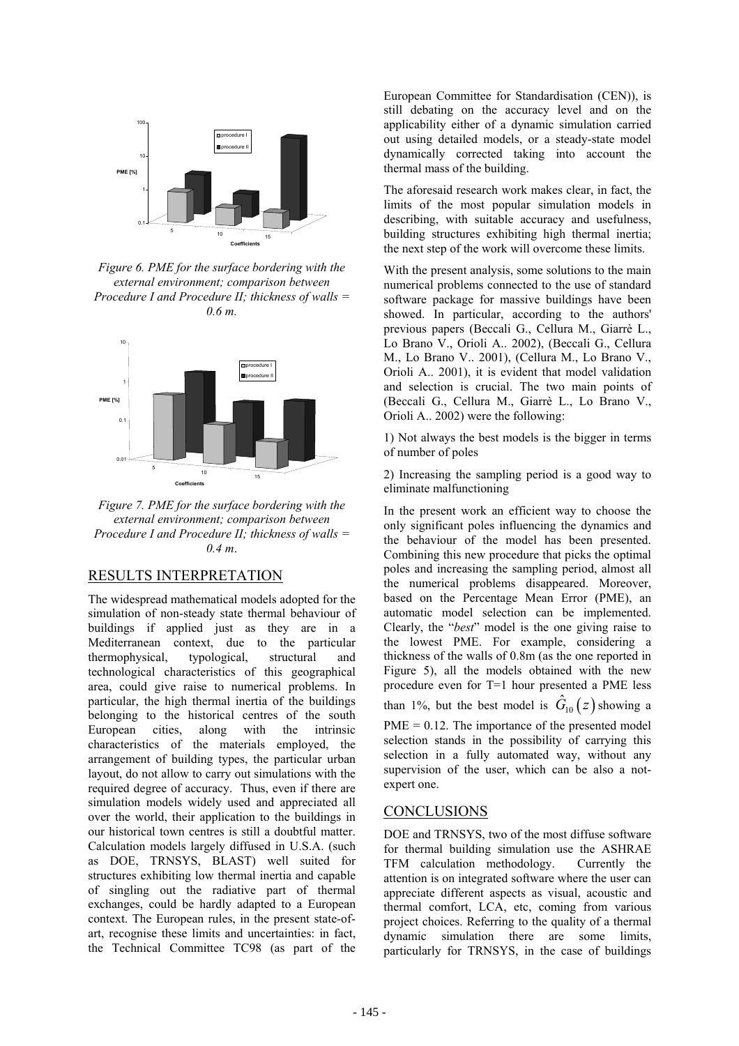Figure 6. PME for the surface bordering with the external environment; comparison between Procedure I and Procedure II; thickness of walls = 0.6 m.

Figure 7. PME for the surface bordering with the external environment; comparison between Procedure I and Procedure II; thickness of walls = 0.4 m.

## RESULTS INTERPRETATION

The widespread mathematical models adopted for the simulation of non-steady state thermal behaviour of buildings if applied just as they are in a Mediterranean context, due to the particular thermophysical, typological, structural and technological characteristics of this geographical area, could give raise to numerical problems. In particular, the high thermal inertia of the buildings belonging to the historical centres of the south European cities, along with the intrinsic characteristics of the materials employed, the arrangement of building types, the particular urban layout, do not allow to carry out simulations with the required degree of accuracy. Thus, even if there are simulation models widely used and appreciated all over the world, their application to the buildings in our historical town centres is still a doubtful matter. Calculation models largely diffused in U.S.A. (such as DOE, TRNSYS, BLAST) well suited for structures exhibiting low thermal inertia and capable of singling out the radiative part of thermal exchanges, could be hardly adapted to a European context. The European rules, in the present state-of-art, recognise these limits and uncertainties: in fact, the Technical Committee TC98 (as part of the European Committee for Standardisation (CEN)), is still debating on the accuracy level and on the applicability either of a dynamic simulation carried out using detailed models, or a steady-state model dynamically corrected taking into account the thermal mass of the building.

The aforesaid research work makes clear, in fact, the limits of the most popular simulation models in describing, with suitable accuracy and usefulness, building structures exhibiting high thermal inertia; the next step of the work will overcome these limits.

With the present analysis, some solutions to the main numerical problems connected to the use of standard software package for massive buildings have been showed. In particular, according to the authors' previous papers (Beccali G., Cellura M., Giarrè L., Lo Brano V., Orioli A.. 2002), (Beccali G., Cellura M., Lo Brano V.. 2001), (Cellura M., Lo Brano V., Orioli A.. 2001), it is evident that model validation and selection is crucial. The two main points of (Beccali G., Cellura M., Giarrè L., Lo Brano V., Orioli A.. 2002) were the following:

1) Not always the best models is the bigger in terms of number of poles

2) Increasing the sampling period is a good way to eliminate malfunctioning

In the present work an efficient way to choose the only significant poles influencing the dynamics and the behaviour of the model has been presented. Combining this new procedure that picks the optimal poles and increasing the sampling period, almost all the numerical problems disappeared. Moreover, based on the Percentage Mean Error (PME), an automatic model selection can be implemented. Clearly, the "*best*" model is the one giving raise to the lowest PME. For example, considering a thickness of the walls of 0.8m (as the one reported in Figure 5), all the models obtained with the new procedure even for T=1 hour presented a PME less than 1%, but the best model is $\hat{G}_{10}(z)$ showing a PME = 0.12. The importance of the presented model selection stands in the possibility of carrying this selection in a fully automated way, without any supervision of the user, which can be also a not-expert one.

## CONCLUSIONS

DOE and TRNSYS, two of the most diffuse software for thermal building simulation use the ASHRAE TFM calculation methodology. Currently the attention is on integrated software where the user can appreciate different aspects as visual, acoustic and thermal comfort, LCA, etc, coming from various project choices. Referring to the quality of a thermal dynamic simulation there are some limits, particularly for TRNSYS, in the case of buildings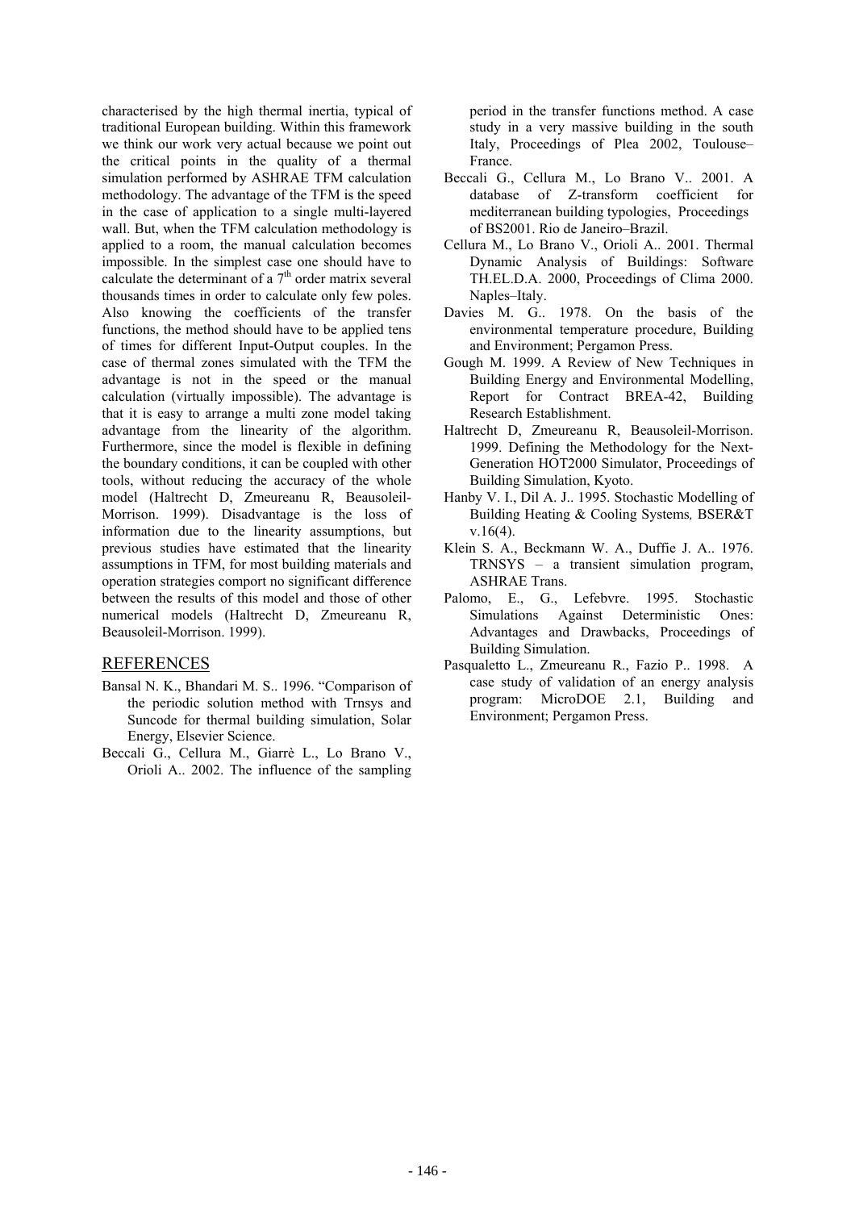characterised by the high thermal inertia, typical of traditional European building. Within this framework we think our work very actual because we point out the critical points in the quality of a thermal simulation performed by ASHRAE TFM calculation methodology. The advantage of the TFM is the speed in the case of application to a single multi-layered wall. But, when the TFM calculation methodology is applied to a room, the manual calculation becomes impossible. In the simplest case one should have to calculate the determinant of a $7^{th}$ order matrix several thousands times in order to calculate only few poles. Also knowing the coefficients of the transfer functions, the method should have to be applied tens of times for different Input-Output couples. In the case of thermal zones simulated with the TFM the advantage is not in the speed or the manual calculation (virtually impossible). The advantage is that it is easy to arrange a multi zone model taking advantage from the linearity of the algorithm. Furthermore, since the model is flexible in defining the boundary conditions, it can be coupled with other tools, without reducing the accuracy of the whole model (Haltrecht D, Zmeureanu R, Beausoleil-Morrison. 1999). Disadvantage is the loss of information due to the linearity assumptions, but previous studies have estimated that the linearity assumptions in TFM, for most building materials and operation strategies comport no significant difference between the results of this model and those of other numerical models (Haltrecht D, Zmeureanu R, Beausoleil-Morrison. 1999).

## REFERENCES

Bansal N. K., Bhandari M. S.. 1996. "Comparison of the periodic solution method with Trnsys and Suncode for thermal building simulation, Solar Energy, Elsevier Science.

Beccali G., Cellura M., Giarrè L., Lo Brano V., Orioli A.. 2002. The influence of the sampling period in the transfer functions method. A case study in a very massive building in the south Italy, Proceedings of Plea 2002, Toulouse–France.

Beccali G., Cellura M., Lo Brano V.. 2001. A database of Z-transform coefficient for mediterranean building typologies, Proceedings of BS2001. Rio de Janeiro–Brazil.

Cellura M., Lo Brano V., Orioli A.. 2001. Thermal Dynamic Analysis of Buildings: Software TH.EL.D.A. 2000, Proceedings of Clima 2000. Naples–Italy.

Davies M. G.. 1978. On the basis of the environmental temperature procedure, Building and Environment; Pergamon Press.

Gough M. 1999. A Review of New Techniques in Building Energy and Environmental Modelling, Report for Contract BREA-42, Building Research Establishment.

Haltrecht D, Zmeureanu R, Beausoleil-Morrison. 1999. Defining the Methodology for the Next-Generation HOT2000 Simulator, Proceedings of Building Simulation, Kyoto.

Hanby V. I., Dil A. J.. 1995. Stochastic Modelling of Building Heating & Cooling Systems*,* BSER&T v.16(4).

Klein S. A., Beckmann W. A., Duffie J. A.. 1976. TRNSYS – a transient simulation program, ASHRAE Trans.

Palomo, E., G., Lefebvre. 1995. Stochastic Simulations Against Deterministic Ones: Advantages and Drawbacks, Proceedings of Building Simulation.

Pasqualetto L., Zmeureanu R., Fazio P.. 1998. A case study of validation of an energy analysis program: MicroDOE 2.1, Building and Environment; Pergamon Press.